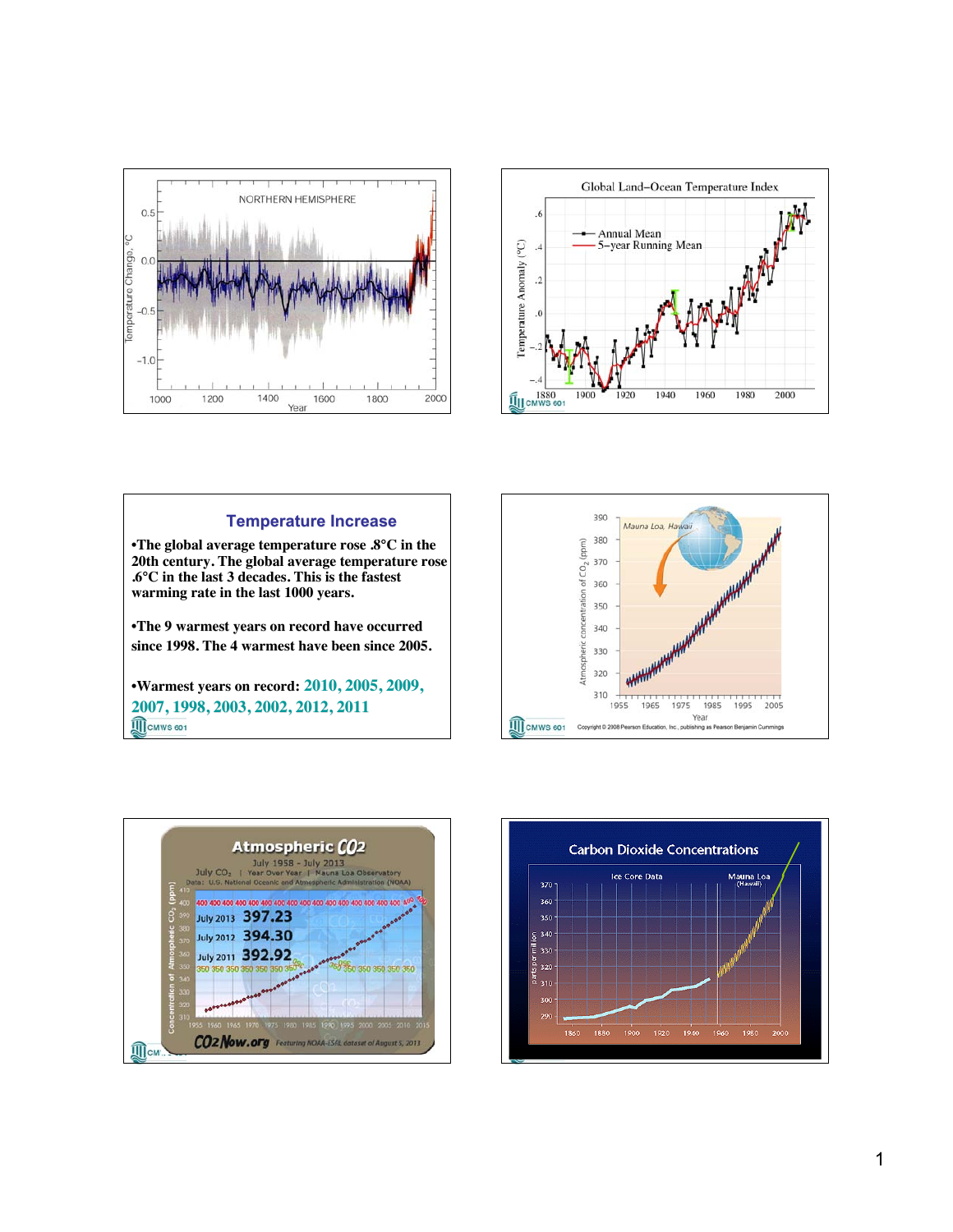## Temperature Increase

- The global average temperature rose .8°C in the 20th century. The global average temperature rose .6°C in the last 3 decades. This is the fastest warming rate in the last 1000 years.

- The 9 warmest years on record have occurred since 1998. The 4 warmest have been since 2005.

- Warmest years on record: 2010, 2005, 2009, 2007, 1998, 2003, 2002, 2012, 2011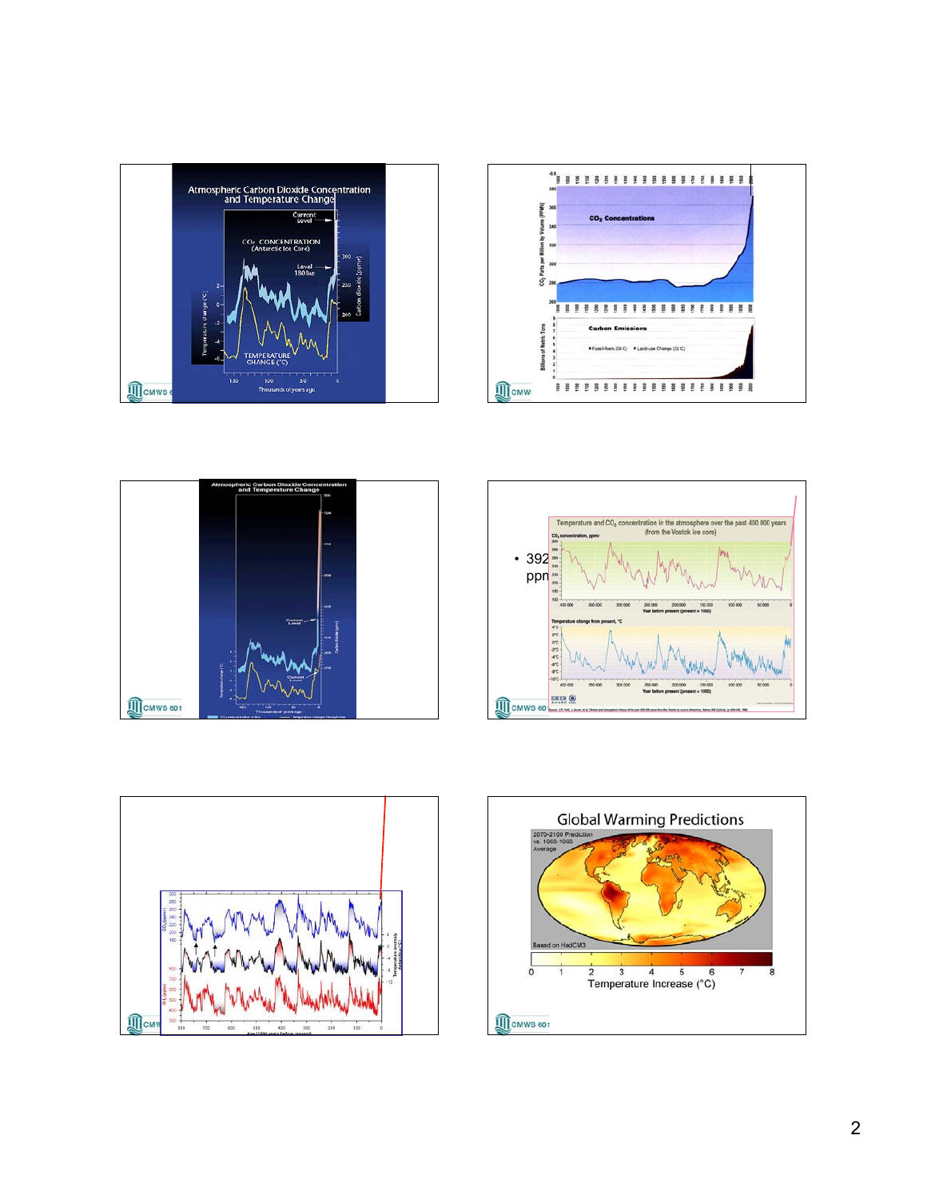- 392 ppn

## Global Warming Predictions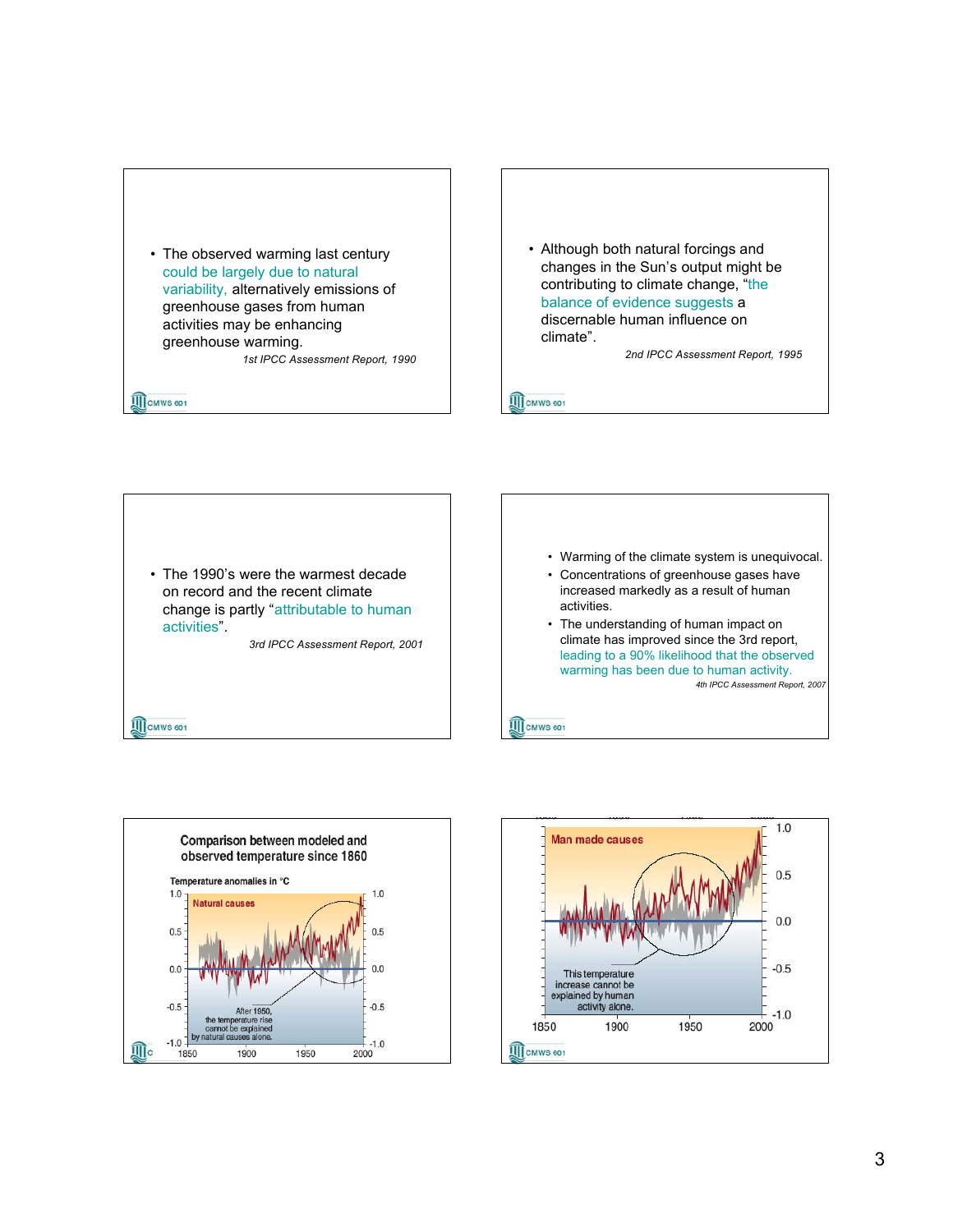- The observed warming last century could be largely due to natural variability, alternatively emissions of greenhouse gases from human activities may be enhancing greenhouse warming.

*1st IPCC Assessment Report, 1990*

- Although both natural forcings and changes in the Sun's output might be contributing to climate change, "the balance of evidence suggests a discernable human influence on climate".

*2nd IPCC Assessment Report, 1995*

- The 1990's were the warmest decade on record and the recent climate change is partly "attributable to human activities".

*3rd IPCC Assessment Report, 2001*

- Warming of the climate system is unequivocal.
- Concentrations of greenhouse gases have increased markedly as a result of human activities.
- The understanding of human impact on climate has improved since the 3rd report, leading to a 90% likelihood that the observed warming has been due to human activity.

*4th IPCC Assessment Report, 2007*

**Comparison between modeled and observed temperature since 1860**

Temperature anomalies in °C

Natural causes

After 1950, the temperature rise cannot be explained by natural causes alone.

Man made causes

This temperature increase cannot be explained by human activity alone.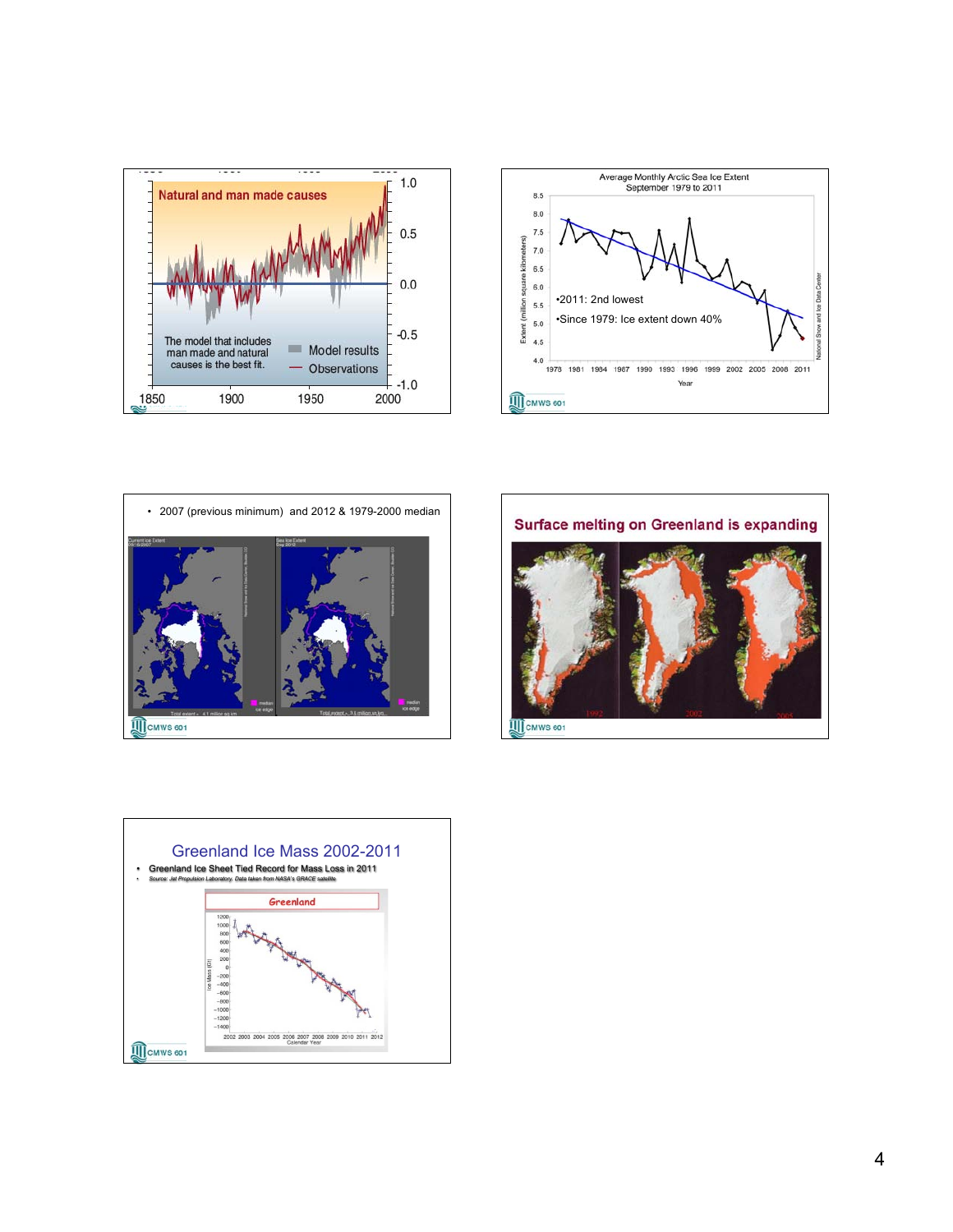Natural and man made causes

1.0
0.5
0.0
-0.5
-1.0

1850
1900
1950
2000

The model that includes man made and natural causes is the best fit.

Model results
Observations

Average Monthly Arctic Sea Ice Extent
September 1979 to 2011

Extent (million square kilometers)

8.5
8.0
7.5
7.0
6.5
6.0
5.5
5.0
4.5
4.0

1978 1981 1984 1987 1990 1993 1996 1999 2002 2005 2008 2011

Year

- 2011: 2nd lowest
- Since 1979: Ice extent down 40%

National Snow and Ice Data Center

CMWS 601

- 2007 (previous minimum) and 2012 & 1979-2000 median

Current Ice Extent
Sea Ice Extent
Sep 2012

median ice edge

Total extent = 4.1 million sq km
Total extent = 3.4 million sq km

CMWS 601

## Surface melting on Greenland is expanding

1992
2002
2005

CMWS 601

## Greenland Ice Mass 2002-2011

- Greenland Ice Sheet Tied Record for Mass Loss in 2011
  - *Source: Jet Propulsion Laboratory. Data taken from NASA's GRACE satellite*

Greenland

Ice Mass (Gt)

1200
1000
800
600
400
200
0
−200
−400
−600
−800
−1000
−1200
−1400

2002 2003 2004 2005 2006 2007 2008 2009 2010 2011 2012
Calendar Year

CMWS 601